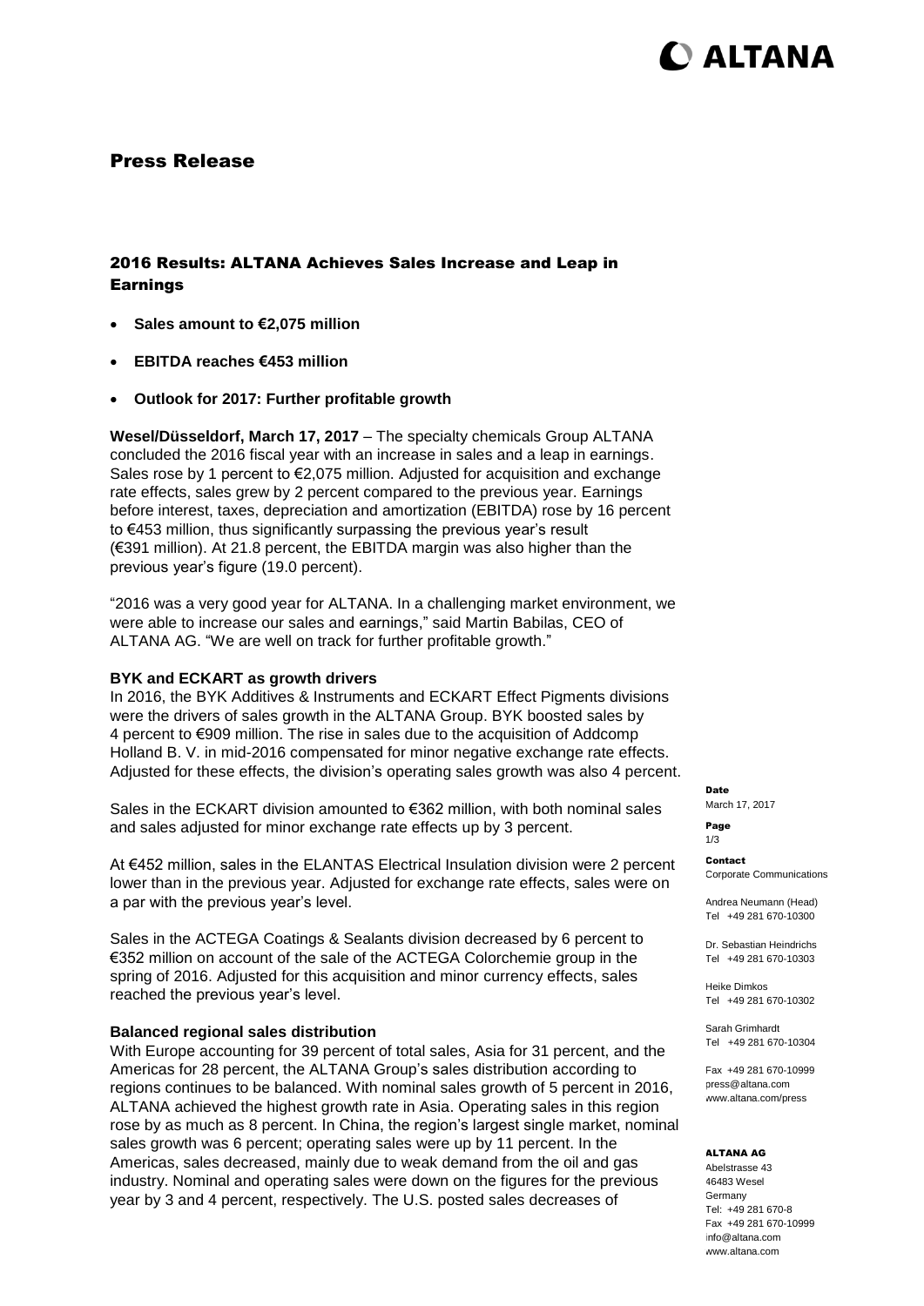# Press Release

## 2016 Results: ALTANA Achieves Sales Increase and Leap in Earnings

- **Sales amount to €2,075 million**
- **EBITDA reaches €453 million**
- **Outlook for 2017: Further profitable growth**

**Wesel/Düsseldorf, March 17, 2017** – The specialty chemicals Group ALTANA concluded the 2016 fiscal year with an increase in sales and a leap in earnings. Sales rose by 1 percent to €2,075 million. Adjusted for acquisition and exchange rate effects, sales grew by 2 percent compared to the previous year. Earnings before interest, taxes, depreciation and amortization (EBITDA) rose by 16 percent to €453 million, thus significantly surpassing the previous year's result (€391 million). At 21.8 percent, the EBITDA margin was also higher than the previous year's figure (19.0 percent).

"2016 was a very good year for ALTANA. In a challenging market environment, we were able to increase our sales and earnings," said Martin Babilas, CEO of ALTANA AG. "We are well on track for further profitable growth."

**BYK and ECKART as growth drivers**

In 2016, the BYK Additives & Instruments and ECKART Effect Pigments divisions were the drivers of sales growth in the ALTANA Group. BYK boosted sales by 4 percent to €909 million. The rise in sales due to the acquisition of Addcomp Holland B. V. in mid-2016 compensated for minor negative exchange rate effects. Adjusted for these effects, the division's operating sales growth was also 4 percent.

Sales in the ECKART division amounted to €362 million, with both nominal sales and sales adjusted for minor exchange rate effects up by 3 percent.

At €452 million, sales in the ELANTAS Electrical Insulation division were 2 percent lower than in the previous year. Adjusted for exchange rate effects, sales were on a par with the previous year's level.

Sales in the ACTEGA Coatings & Sealants division decreased by 6 percent to €352 million on account of the sale of the ACTEGA Colorchemie group in the spring of 2016. Adjusted for this acquisition and minor currency effects, sales reached the previous year's level.

**Balanced regional sales distribution**

With Europe accounting for 39 percent of total sales, Asia for 31 percent, and the Americas for 28 percent, the ALTANA Group's sales distribution according to regions continues to be balanced. With nominal sales growth of 5 percent in 2016, ALTANA achieved the highest growth rate in Asia. Operating sales in this region rose by as much as 8 percent. In China, the region's largest single market, nominal sales growth was 6 percent; operating sales were up by 11 percent. In the Americas, sales decreased, mainly due to weak demand from the oil and gas industry. Nominal and operating sales were down on the figures for the previous year by 3 and 4 percent, respectively. The U.S. posted sales decreases of

**Date**
March 17, 2017

**Contact**
Corporate Communications

Andrea Neumann (Head)
Tel +49 281 670-10300

Dr. Sebastian Heindrichs
Tel +49 281 670-10303

Heike Dimkos
Tel +49 281 670-10302

Sarah Grimhardt
Tel +49 281 670-10304

Fax +49 281 670-10999
press@altana.com
www.altana.com/press

**ALTANA AG**
Abelstrasse 43
46483 Wesel
Germany
Tel: +49 281 670-8
Fax +49 281 670-10999
info@altana.com
www.altana.com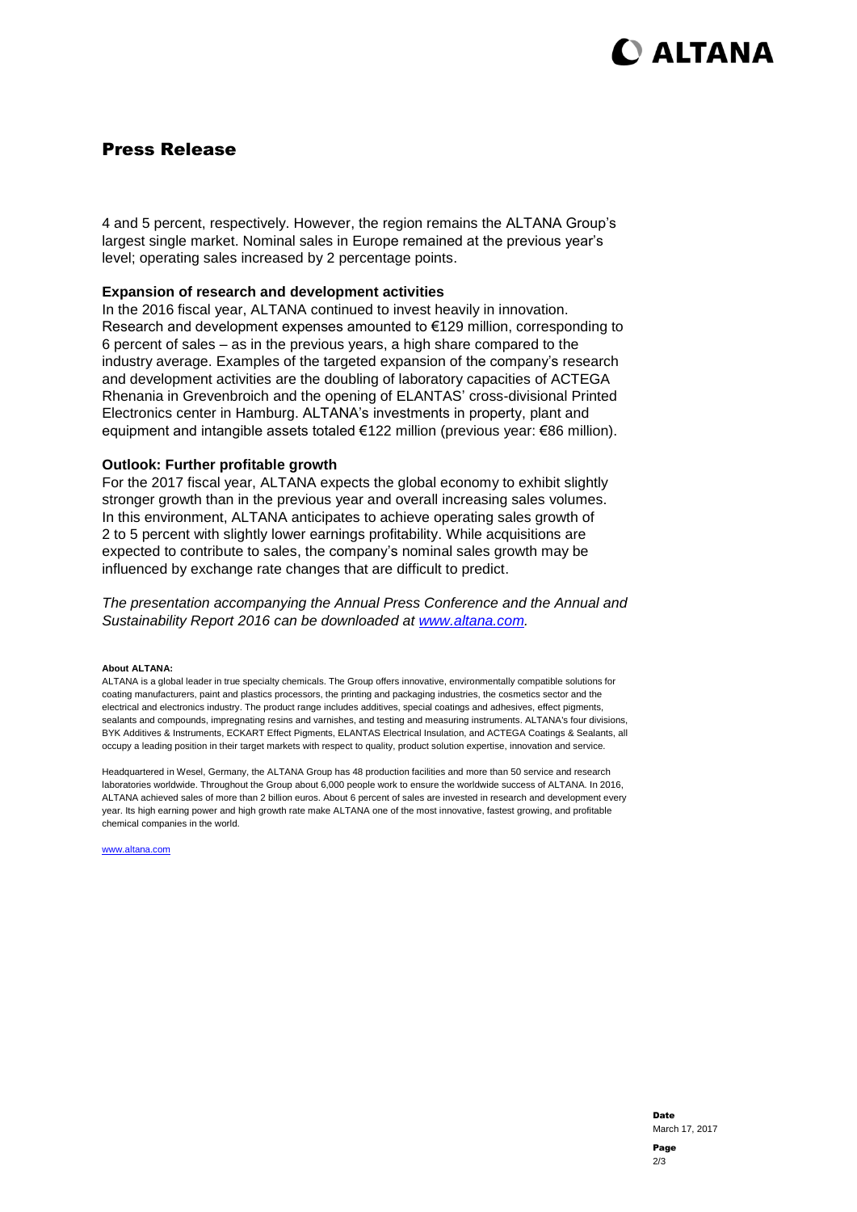# Press Release

4 and 5 percent, respectively. However, the region remains the ALTANA Group's largest single market. Nominal sales in Europe remained at the previous year's level; operating sales increased by 2 percentage points.

**Expansion of research and development activities**

In the 2016 fiscal year, ALTANA continued to invest heavily in innovation. Research and development expenses amounted to €129 million, corresponding to 6 percent of sales – as in the previous years, a high share compared to the industry average. Examples of the targeted expansion of the company's research and development activities are the doubling of laboratory capacities of ACTEGA Rhenania in Grevenbroich and the opening of ELANTAS' cross-divisional Printed Electronics center in Hamburg. ALTANA's investments in property, plant and equipment and intangible assets totaled €122 million (previous year: €86 million).

**Outlook: Further profitable growth**

For the 2017 fiscal year, ALTANA expects the global economy to exhibit slightly stronger growth than in the previous year and overall increasing sales volumes. In this environment, ALTANA anticipates to achieve operating sales growth of 2 to 5 percent with slightly lower earnings profitability. While acquisitions are expected to contribute to sales, the company's nominal sales growth may be influenced by exchange rate changes that are difficult to predict.

*The presentation accompanying the Annual Press Conference and the Annual and Sustainability Report 2016 can be downloaded at [www.altana.com](http://www.altana.com).*

**About ALTANA:**

ALTANA is a global leader in true specialty chemicals. The Group offers innovative, environmentally compatible solutions for coating manufacturers, paint and plastics processors, the printing and packaging industries, the cosmetics sector and the electrical and electronics industry. The product range includes additives, special coatings and adhesives, effect pigments, sealants and compounds, impregnating resins and varnishes, and testing and measuring instruments. ALTANA's four divisions, BYK Additives & Instruments, ECKART Effect Pigments, ELANTAS Electrical Insulation, and ACTEGA Coatings & Sealants, all occupy a leading position in their target markets with respect to quality, product solution expertise, innovation and service.

Headquartered in Wesel, Germany, the ALTANA Group has 48 production facilities and more than 50 service and research laboratories worldwide. Throughout the Group about 6,000 people work to ensure the worldwide success of ALTANA. In 2016, ALTANA achieved sales of more than 2 billion euros. About 6 percent of sales are invested in research and development every year. Its high earning power and high growth rate make ALTANA one of the most innovative, fastest growing, and profitable chemical companies in the world.

[www.altana.com](http://www.altana.com)

**Date**
March 17, 2017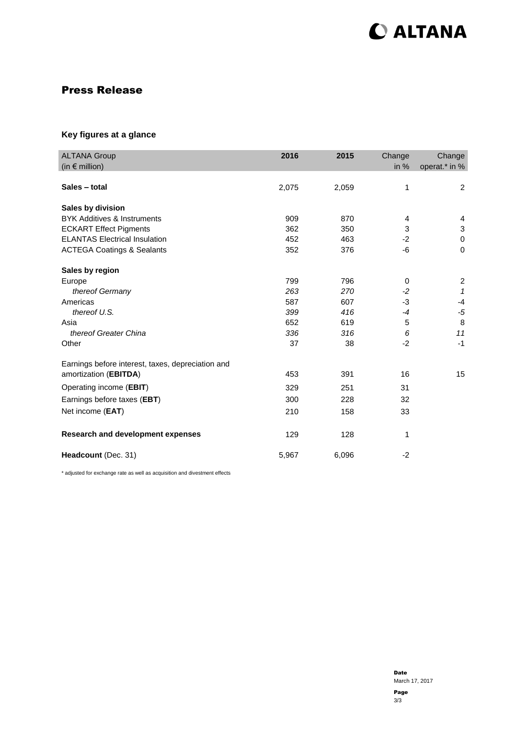## Press Release

### Key figures at a glance

| ALTANA Group (in € million) | 2016 | 2015 | Change in % | Change operat.* in % |
|---|---|---|---|---|
| **Sales – total** | 2,075 | 2,059 | 1 | 2 |
| **Sales by division** | | | | |
| BYK Additives & Instruments | 909 | 870 | 4 | 4 |
| ECKART Effect Pigments | 362 | 350 | 3 | 3 |
| ELANTAS Electrical Insulation | 452 | 463 | -2 | 0 |
| ACTEGA Coatings & Sealants | 352 | 376 | -6 | 0 |
| **Sales by region** | | | | |
| Europe | 799 | 796 | 0 | 2 |
| *thereof Germany* | *263* | *270* | *-2* | *1* |
| Americas | 587 | 607 | -3 | -4 |
| *thereof U.S.* | *399* | *416* | *-4* | *-5* |
| Asia | 652 | 619 | 5 | 8 |
| *thereof Greater China* | *336* | *316* | *6* | *11* |
| Other | 37 | 38 | -2 | -1 |
| Earnings before interest, taxes, depreciation and amortization (**EBITDA**) | 453 | 391 | 16 | 15 |
| Operating income (**EBIT**) | 329 | 251 | 31 | |
| Earnings before taxes (**EBT**) | 300 | 228 | 32 | |
| Net income (**EAT**) | 210 | 158 | 33 | |
| **Research and development expenses** | 129 | 128 | 1 | |
| **Headcount** (Dec. 31) | 5,967 | 6,096 | -2 | |

\* adjusted for exchange rate as well as acquisition and divestment effects

**Date**
March 17, 2017